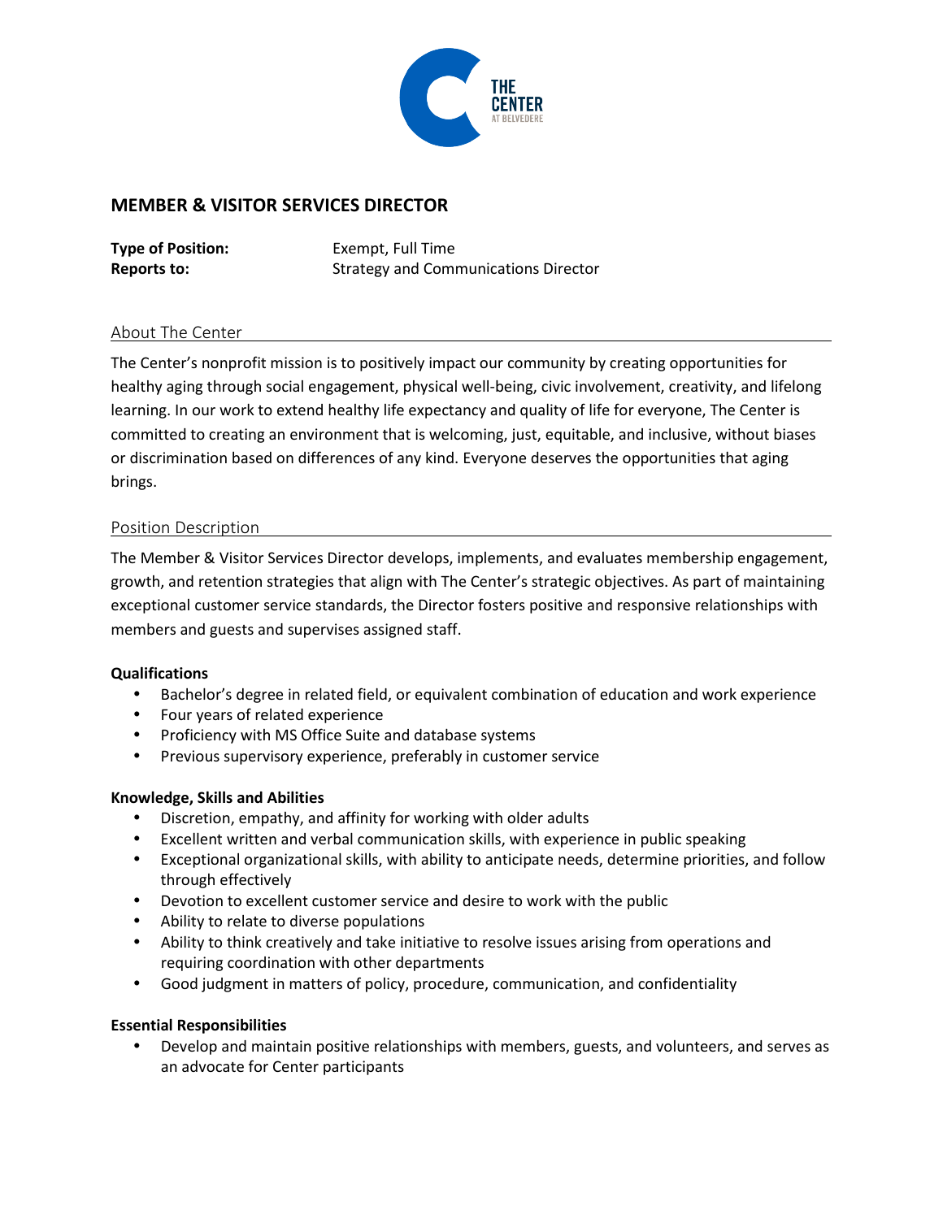# MEMBER & VISITOR SERVICES DIRECTOR

**Type of Position:** Exempt, Full Time
**Reports to:** Strategy and Communications Director

## About The Center

The Center's nonprofit mission is to positively impact our community by creating opportunities for healthy aging through social engagement, physical well-being, civic involvement, creativity, and lifelong learning. In our work to extend healthy life expectancy and quality of life for everyone, The Center is committed to creating an environment that is welcoming, just, equitable, and inclusive, without biases or discrimination based on differences of any kind. Everyone deserves the opportunities that aging brings.

## Position Description

The Member & Visitor Services Director develops, implements, and evaluates membership engagement, growth, and retention strategies that align with The Center's strategic objectives. As part of maintaining exceptional customer service standards, the Director fosters positive and responsive relationships with members and guests and supervises assigned staff.

**Qualifications**

- Bachelor's degree in related field, or equivalent combination of education and work experience
- Four years of related experience
- Proficiency with MS Office Suite and database systems
- Previous supervisory experience, preferably in customer service

**Knowledge, Skills and Abilities**

- Discretion, empathy, and affinity for working with older adults
- Excellent written and verbal communication skills, with experience in public speaking
- Exceptional organizational skills, with ability to anticipate needs, determine priorities, and follow through effectively
- Devotion to excellent customer service and desire to work with the public
- Ability to relate to diverse populations
- Ability to think creatively and take initiative to resolve issues arising from operations and requiring coordination with other departments
- Good judgment in matters of policy, procedure, communication, and confidentiality

**Essential Responsibilities**

- Develop and maintain positive relationships with members, guests, and volunteers, and serves as an advocate for Center participants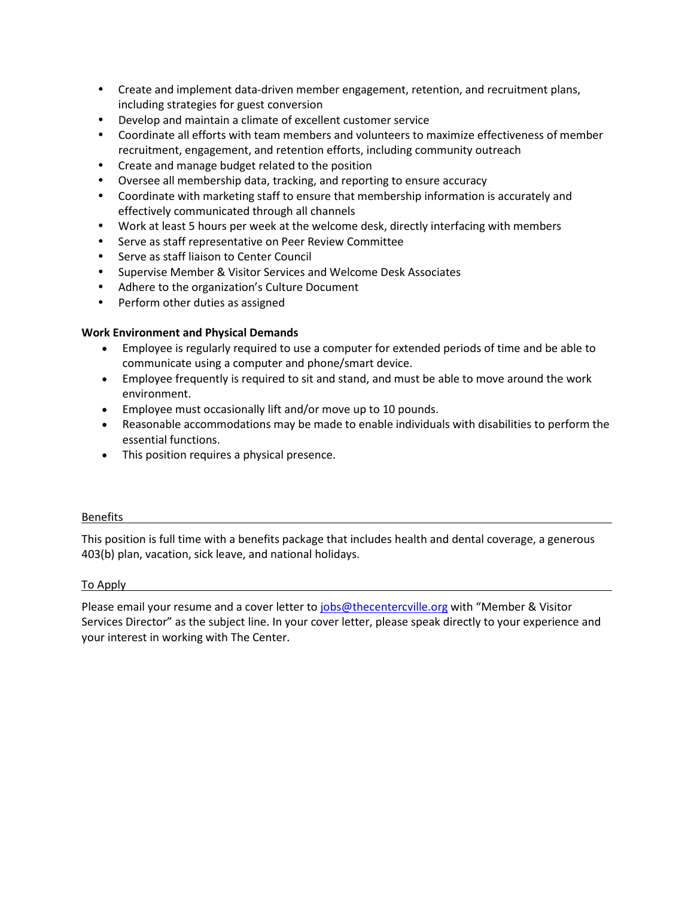- Create and implement data-driven member engagement, retention, and recruitment plans, including strategies for guest conversion
- Develop and maintain a climate of excellent customer service
- Coordinate all efforts with team members and volunteers to maximize effectiveness of member recruitment, engagement, and retention efforts, including community outreach
- Create and manage budget related to the position
- Oversee all membership data, tracking, and reporting to ensure accuracy
- Coordinate with marketing staff to ensure that membership information is accurately and effectively communicated through all channels
- Work at least 5 hours per week at the welcome desk, directly interfacing with members
- Serve as staff representative on Peer Review Committee
- Serve as staff liaison to Center Council
- Supervise Member & Visitor Services and Welcome Desk Associates
- Adhere to the organization's Culture Document
- Perform other duties as assigned

**Work Environment and Physical Demands**

- Employee is regularly required to use a computer for extended periods of time and be able to communicate using a computer and phone/smart device.
- Employee frequently is required to sit and stand, and must be able to move around the work environment.
- Employee must occasionally lift and/or move up to 10 pounds.
- Reasonable accommodations may be made to enable individuals with disabilities to perform the essential functions.
- This position requires a physical presence.

## Benefits

This position is full time with a benefits package that includes health and dental coverage, a generous 403(b) plan, vacation, sick leave, and national holidays.

## To Apply

Please email your resume and a cover letter to jobs@thecentercville.org with "Member & Visitor Services Director" as the subject line. In your cover letter, please speak directly to your experience and your interest in working with The Center.